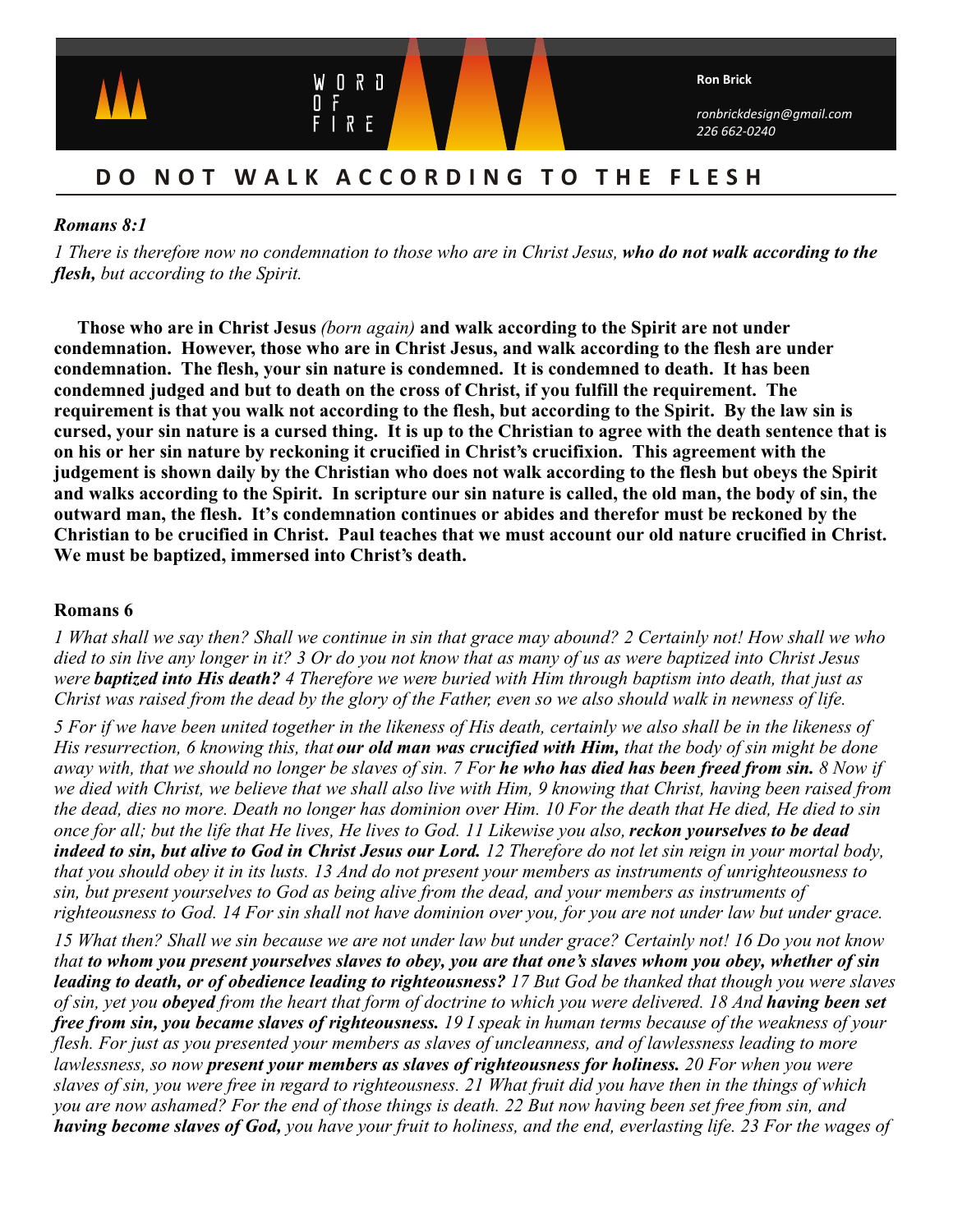WORD OF FIRE

**Ron Brick**

*ronbrickdesign@gmail.com*
*226 662-0240*

# DO NOT WALK ACCORDING TO THE FLESH

***Romans 8:1***

*1 There is therefore now no condemnation to those who are in Christ Jesus, **who do not walk according to the flesh,** but according to the Spirit.*

**Those who are in Christ Jesus** *(born again)* **and walk according to the Spirit are not under condemnation. However, those who are in Christ Jesus, and walk according to the flesh are under condemnation. The flesh, your sin nature is condemned. It is condemned to death. It has been condemned judged and but to death on the cross of Christ, if you fulfill the requirement. The requirement is that you walk not according to the flesh, but according to the Spirit. By the law sin is cursed, your sin nature is a cursed thing. It is up to the Christian to agree with the death sentence that is on his or her sin nature by reckoning it crucified in Christ's crucifixion. This agreement with the judgement is shown daily by the Christian who does not walk according to the flesh but obeys the Spirit and walks according to the Spirit. In scripture our sin nature is called, the old man, the body of sin, the outward man, the flesh. It's condemnation continues or abides and therefor must be reckoned by the Christian to be crucified in Christ. Paul teaches that we must account our old nature crucified in Christ. We must be baptized, immersed into Christ's death.**

**Romans 6**

*1 What shall we say then? Shall we continue in sin that grace may abound? 2 Certainly not! How shall we who died to sin live any longer in it? 3 Or do you not know that as many of us as were baptized into Christ Jesus were **baptized into His death?** 4 Therefore we were buried with Him through baptism into death, that just as Christ was raised from the dead by the glory of the Father, even so we also should walk in newness of life.*

*5 For if we have been united together in the likeness of His death, certainly we also shall be in the likeness of His resurrection, 6 knowing this, that **our old man was crucified with Him,** that the body of sin might be done away with, that we should no longer be slaves of sin. 7 For **he who has died has been freed from sin.** 8 Now if we died with Christ, we believe that we shall also live with Him, 9 knowing that Christ, having been raised from the dead, dies no more. Death no longer has dominion over Him. 10 For the death that He died, He died to sin once for all; but the life that He lives, He lives to God. 11 Likewise you also, **reckon yourselves to be dead indeed to sin, but alive to God in Christ Jesus our Lord.** 12 Therefore do not let sin reign in your mortal body, that you should obey it in its lusts. 13 And do not present your members as instruments of unrighteousness to sin, but present yourselves to God as being alive from the dead, and your members as instruments of righteousness to God. 14 For sin shall not have dominion over you, for you are not under law but under grace.*

*15 What then? Shall we sin because we are not under law but under grace? Certainly not! 16 Do you not know that **to whom you present yourselves slaves to obey, you are that one's slaves whom you obey, whether of sin leading to death, or of obedience leading to righteousness?** 17 But God be thanked that though you were slaves of sin, yet you **obeyed** from the heart that form of doctrine to which you were delivered. 18 And **having been set free from sin, you became slaves of righteousness.** 19 I speak in human terms because of the weakness of your flesh. For just as you presented your members as slaves of uncleanness, and of lawlessness leading to more lawlessness, so now **present your members as slaves of righteousness for holiness.** 20 For when you were slaves of sin, you were free in regard to righteousness. 21 What fruit did you have then in the things of which you are now ashamed? For the end of those things is death. 22 But now having been set free from sin, and **having become slaves of God,** you have your fruit to holiness, and the end, everlasting life. 23 For the wages of*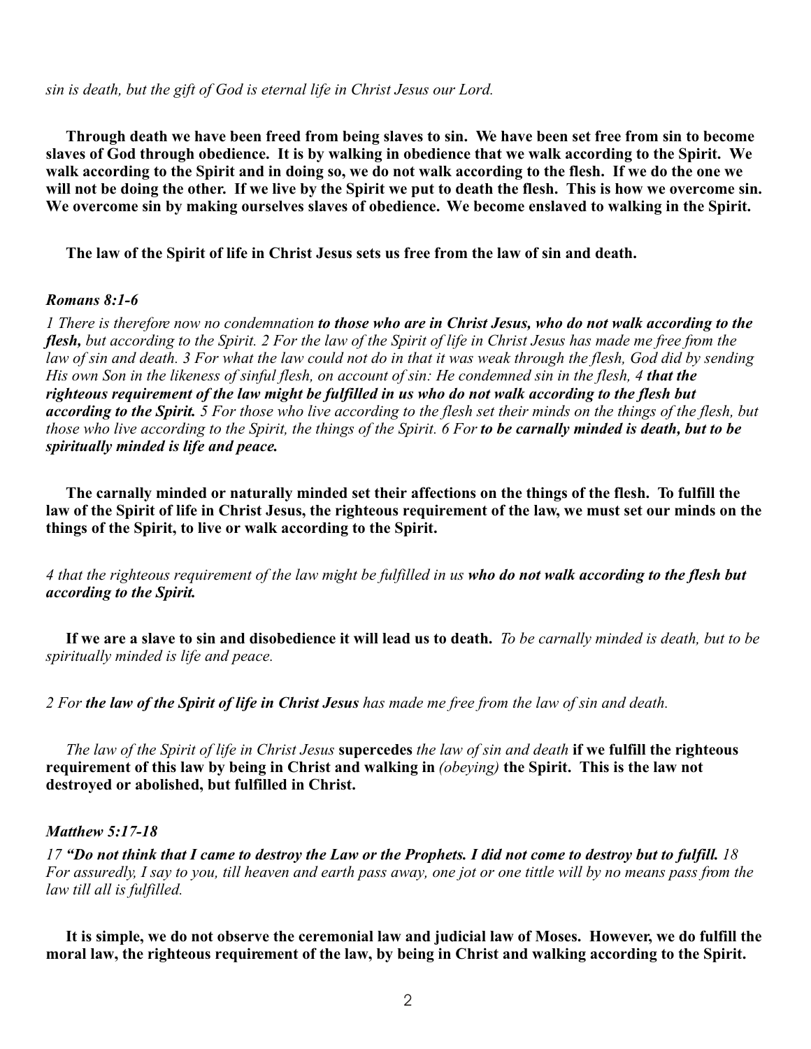*sin is death, but the gift of God is eternal life in Christ Jesus our Lord.*

**Through death we have been freed from being slaves to sin. We have been set free from sin to become slaves of God through obedience. It is by walking in obedience that we walk according to the Spirit. We walk according to the Spirit and in doing so, we do not walk according to the flesh. If we do the one we will not be doing the other. If we live by the Spirit we put to death the flesh. This is how we overcome sin. We overcome sin by making ourselves slaves of obedience. We become enslaved to walking in the Spirit.**

**The law of the Spirit of life in Christ Jesus sets us free from the law of sin and death.**

***Romans 8:1-6***

*1 There is therefore now no condemnation* ***to those who are in Christ Jesus, who do not walk according to the flesh,*** *but according to the Spirit. 2 For the law of the Spirit of life in Christ Jesus has made me free from the law of sin and death. 3 For what the law could not do in that it was weak through the flesh, God did by sending His own Son in the likeness of sinful flesh, on account of sin: He condemned sin in the flesh, 4* ***that the righteous requirement of the law might be fulfilled in us who do not walk according to the flesh but according to the Spirit.*** *5 For those who live according to the flesh set their minds on the things of the flesh, but those who live according to the Spirit, the things of the Spirit. 6 For* ***to be carnally minded is death, but to be spiritually minded is life and peace.***

**The carnally minded or naturally minded set their affections on the things of the flesh. To fulfill the law of the Spirit of life in Christ Jesus, the righteous requirement of the law, we must set our minds on the things of the Spirit, to live or walk according to the Spirit.**

*4 that the righteous requirement of the law might be fulfilled in us* ***who do not walk according to the flesh but according to the Spirit.***

**If we are a slave to sin and disobedience it will lead us to death.** *To be carnally minded is death, but to be spiritually minded is life and peace.*

*2 For* ***the law of the Spirit of life in Christ Jesus*** *has made me free from the law of sin and death.*

*The law of the Spirit of life in Christ Jesus* **supercedes** *the law of sin and death* **if we fulfill the righteous requirement of this law by being in Christ and walking in** *(obeying)* **the Spirit. This is the law not destroyed or abolished, but fulfilled in Christ.**

***Matthew 5:17-18***

*17* ***"Do not think that I came to destroy the Law or the Prophets. I did not come to destroy but to fulfill.*** *18 For assuredly, I say to you, till heaven and earth pass away, one jot or one tittle will by no means pass from the law till all is fulfilled.*

**It is simple, we do not observe the ceremonial law and judicial law of Moses. However, we do fulfill the moral law, the righteous requirement of the law, by being in Christ and walking according to the Spirit.**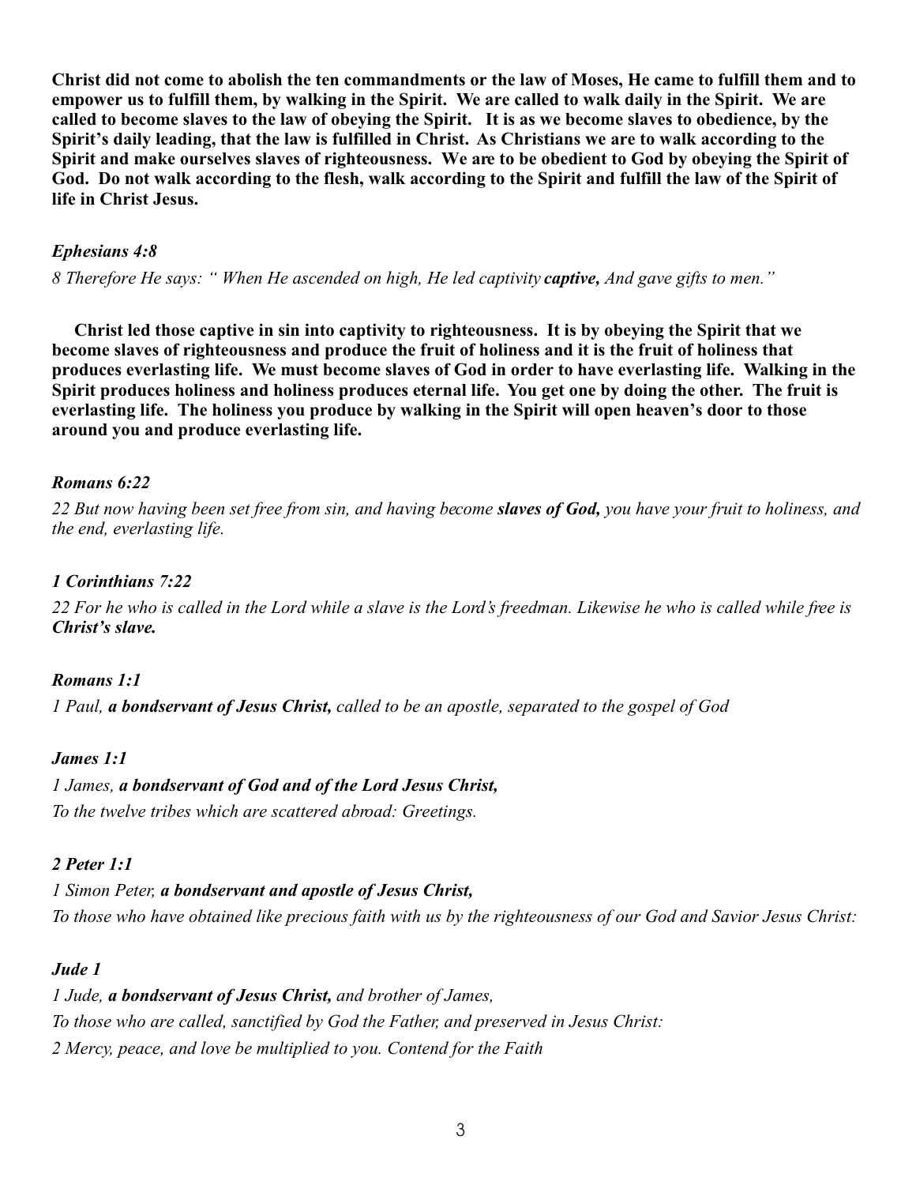**Christ did not come to abolish the ten commandments or the law of Moses, He came to fulfill them and to empower us to fulfill them, by walking in the Spirit. We are called to walk daily in the Spirit. We are called to become slaves to the law of obeying the Spirit. It is as we become slaves to obedience, by the Spirit's daily leading, that the law is fulfilled in Christ. As Christians we are to walk according to the Spirit and make ourselves slaves of righteousness. We are to be obedient to God by obeying the Spirit of God. Do not walk according to the flesh, walk according to the Spirit and fulfill the law of the Spirit of life in Christ Jesus.**

***Ephesians 4:8***

*8 Therefore He says: " When He ascended on high, He led captivity* ***captive,*** *And gave gifts to men."*

**Christ led those captive in sin into captivity to righteousness. It is by obeying the Spirit that we become slaves of righteousness and produce the fruit of holiness and it is the fruit of holiness that produces everlasting life. We must become slaves of God in order to have everlasting life. Walking in the Spirit produces holiness and holiness produces eternal life. You get one by doing the other. The fruit is everlasting life. The holiness you produce by walking in the Spirit will open heaven's door to those around you and produce everlasting life.**

***Romans 6:22***

*22 But now having been set free from sin, and having become* ***slaves of God,*** *you have your fruit to holiness, and the end, everlasting life.*

***1 Corinthians 7:22***

*22 For he who is called in the Lord while a slave is the Lord's freedman. Likewise he who is called while free is* ***Christ's slave.***

***Romans 1:1***

*1 Paul,* ***a bondservant of Jesus Christ,*** *called to be an apostle, separated to the gospel of God*

***James 1:1***

*1 James,* ***a bondservant of God and of the Lord Jesus Christ,***
*To the twelve tribes which are scattered abroad: Greetings.*

***2 Peter 1:1***

*1 Simon Peter,* ***a bondservant and apostle of Jesus Christ,***
*To those who have obtained like precious faith with us by the righteousness of our God and Savior Jesus Christ:*

***Jude 1***

*1 Jude,* ***a bondservant of Jesus Christ,*** *and brother of James,*
*To those who are called, sanctified by God the Father, and preserved in Jesus Christ:*
*2 Mercy, peace, and love be multiplied to you. Contend for the Faith*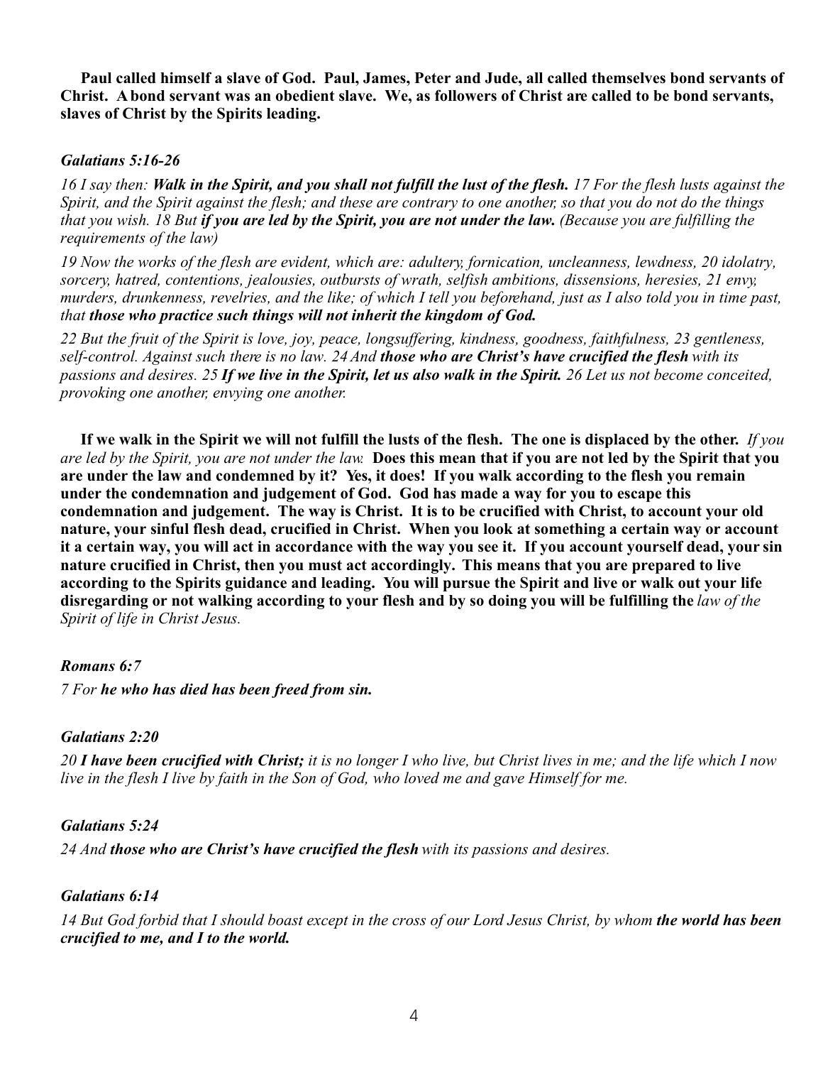**Paul called himself a slave of God. Paul, James, Peter and Jude, all called themselves bond servants of Christ. A bond servant was an obedient slave. We, as followers of Christ are called to be bond servants, slaves of Christ by the Spirits leading.**

***Galatians 5:16-26***

*16 I say then:* ***Walk in the Spirit, and you shall not fulfill the lust of the flesh.*** *17 For the flesh lusts against the Spirit, and the Spirit against the flesh; and these are contrary to one another, so that you do not do the things that you wish. 18 But* ***if you are led by the Spirit, you are not under the law.*** *(Because you are fulfilling the requirements of the law)*

*19 Now the works of the flesh are evident, which are: adultery, fornication, uncleanness, lewdness, 20 idolatry, sorcery, hatred, contentions, jealousies, outbursts of wrath, selfish ambitions, dissensions, heresies, 21 envy, murders, drunkenness, revelries, and the like; of which I tell you beforehand, just as I also told you in time past, that* ***those who practice such things will not inherit the kingdom of God.***

*22 But the fruit of the Spirit is love, joy, peace, longsuffering, kindness, goodness, faithfulness, 23 gentleness, self-control. Against such there is no law. 24 And* ***those who are Christ's have crucified the flesh*** *with its passions and desires. 25* ***If we live in the Spirit, let us also walk in the Spirit.*** *26 Let us not become conceited, provoking one another, envying one another.*

**If we walk in the Spirit we will not fulfill the lusts of the flesh. The one is displaced by the other.** *If you are led by the Spirit, you are not under the law.* **Does this mean that if you are not led by the Spirit that you are under the law and condemned by it? Yes, it does! If you walk according to the flesh you remain under the condemnation and judgement of God. God has made a way for you to escape this condemnation and judgement. The way is Christ. It is to be crucified with Christ, to account your old nature, your sinful flesh dead, crucified in Christ. When you look at something a certain way or account it a certain way, you will act in accordance with the way you see it. If you account yourself dead, your sin nature crucified in Christ, then you must act accordingly. This means that you are prepared to live according to the Spirits guidance and leading. You will pursue the Spirit and live or walk out your life disregarding or not walking according to your flesh and by so doing you will be fulfilling the** *law of the Spirit of life in Christ Jesus.*

***Romans 6:7***

*7 For* ***he who has died has been freed from sin.***

***Galatians 2:20***

*20* ***I have been crucified with Christ;*** *it is no longer I who live, but Christ lives in me; and the life which I now live in the flesh I live by faith in the Son of God, who loved me and gave Himself for me.*

***Galatians 5:24***

*24 And* ***those who are Christ's have crucified the flesh*** *with its passions and desires.*

***Galatians 6:14***

*14 But God forbid that I should boast except in the cross of our Lord Jesus Christ, by whom* ***the world has been crucified to me, and I to the world.***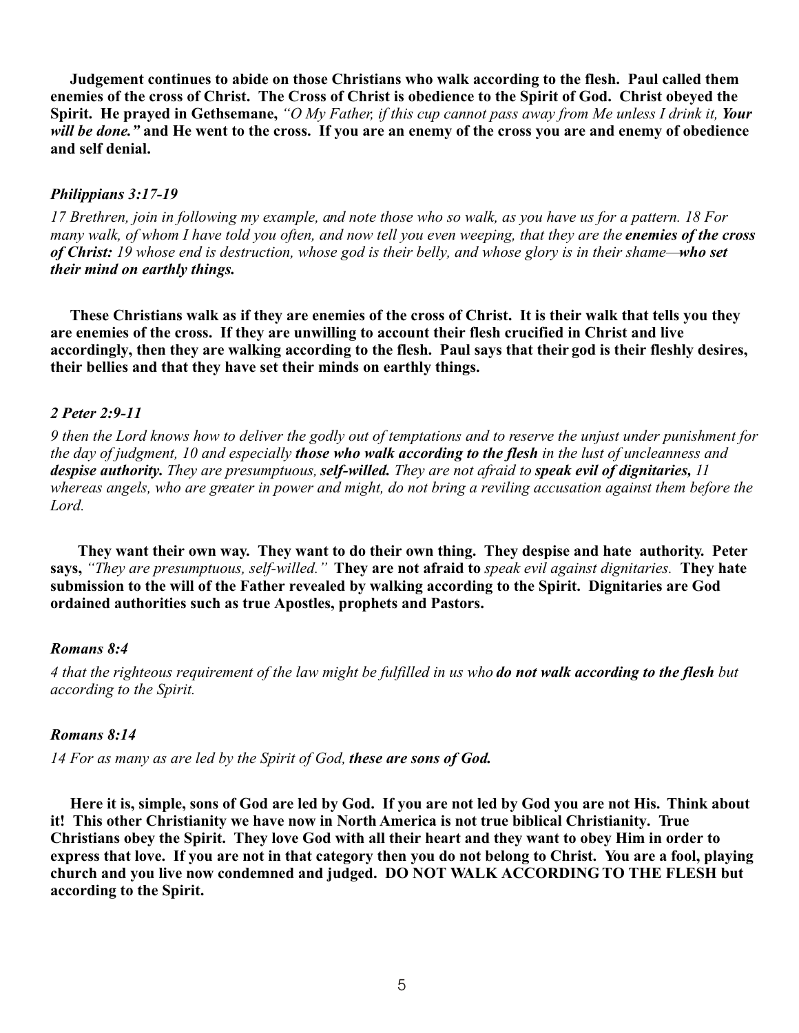**Judgement continues to abide on those Christians who walk according to the flesh. Paul called them enemies of the cross of Christ. The Cross of Christ is obedience to the Spirit of God. Christ obeyed the Spirit. He prayed in Gethsemane,** *"O My Father, if this cup cannot pass away from Me unless I drink it, **Your will be done."*** **and He went to the cross. If you are an enemy of the cross you are and enemy of obedience and self denial.**

***Philippians 3:17-19***

*17 Brethren, join in following my example, and note those who so walk, as you have us for a pattern. 18 For many walk, of whom I have told you often, and now tell you even weeping, that they are the **enemies of the cross of Christ:** 19 whose end is destruction, whose god is their belly, and whose glory is in their shame—**who set their mind on earthly things.***

**These Christians walk as if they are enemies of the cross of Christ. It is their walk that tells you they are enemies of the cross. If they are unwilling to account their flesh crucified in Christ and live accordingly, then they are walking according to the flesh. Paul says that their god is their fleshly desires, their bellies and that they have set their minds on earthly things.**

***2 Peter 2:9-11***

*9 then the Lord knows how to deliver the godly out of temptations and to reserve the unjust under punishment for the day of judgment, 10 and especially **those who walk according to the flesh** in the lust of uncleanness and **despise authority.** They are presumptuous, **self-willed.** They are not afraid to **speak evil of dignitaries,** 11 whereas angels, who are greater in power and might, do not bring a reviling accusation against them before the Lord.*

**They want their own way. They want to do their own thing. They despise and hate authority. Peter says,** *"They are presumptuous, self-willed."* **They are not afraid to** *speak evil against dignitaries.* **They hate submission to the will of the Father revealed by walking according to the Spirit. Dignitaries are God ordained authorities such as true Apostles, prophets and Pastors.**

***Romans 8:4***

*4 that the righteous requirement of the law might be fulfilled in us who **do not walk according to the flesh** but according to the Spirit.*

***Romans 8:14***

*14 For as many as are led by the Spirit of God, **these are sons of God.***

**Here it is, simple, sons of God are led by God. If you are not led by God you are not His. Think about it! This other Christianity we have now in North America is not true biblical Christianity. True Christians obey the Spirit. They love God with all their heart and they want to obey Him in order to express that love. If you are not in that category then you do not belong to Christ. You are a fool, playing church and you live now condemned and judged. DO NOT WALK ACCORDING TO THE FLESH but according to the Spirit.**